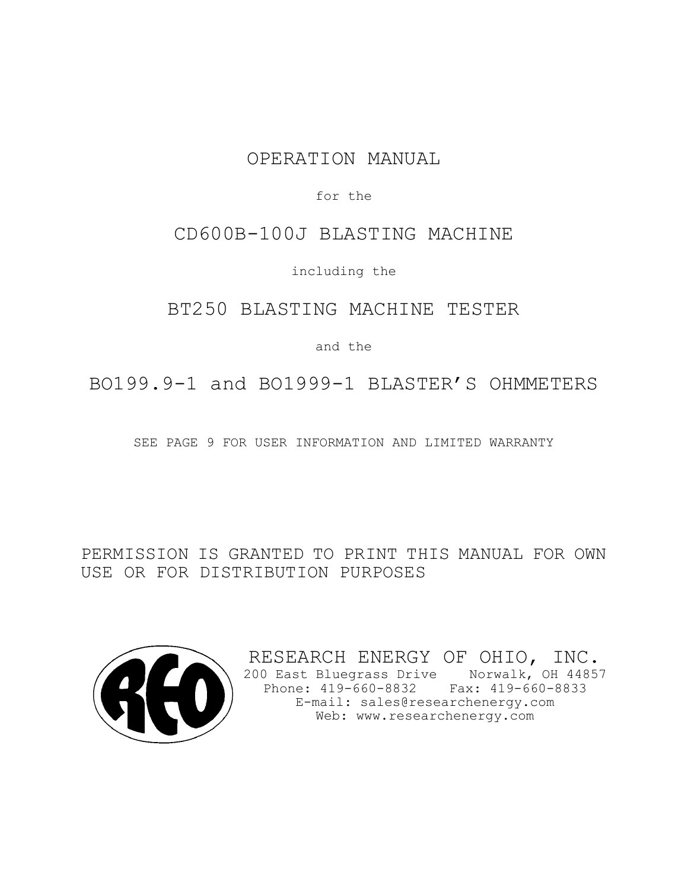# OPERATION MANUAL

for the

# CD600B-100J BLASTING MACHINE

including the

# BT250 BLASTING MACHINE TESTER

and the

# BO199.9-1 and BO1999-1 BLASTER'S OHMMETERS

SEE PAGE 9 FOR USER INFORMATION AND LIMITED WARRANTY

PERMISSION IS GRANTED TO PRINT THIS MANUAL FOR OWN USE OR FOR DISTRIBUTION PURPOSES

REO

RESEARCH ENERGY OF OHIO, INC.
200 East Bluegrass Drive Norwalk, OH 44857
Phone: 419-660-8832 Fax: 419-660-8833
E-mail: sales@researchenergy.com
Web: www.researchenergy.com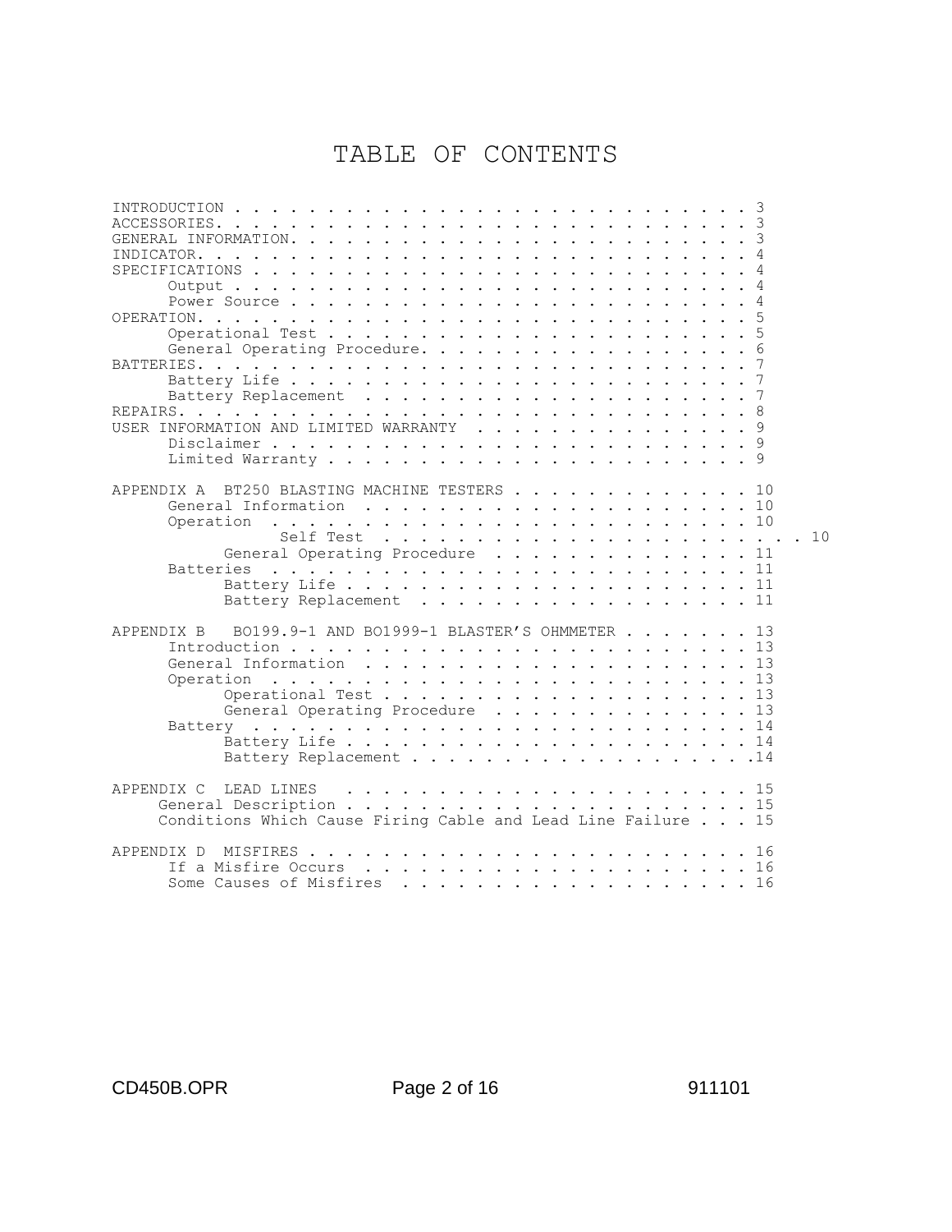# TABLE OF CONTENTS

INTRODUCTION . . . . . . . . . . . . . . . . . . . . . . . . . . . . . 3
ACCESSORIES. . . . . . . . . . . . . . . . . . . . . . . . . . . . . . 3
GENERAL INFORMATION. . . . . . . . . . . . . . . . . . . . . . . . . . 3
INDICATOR. . . . . . . . . . . . . . . . . . . . . . . . . . . . . . . 4
SPECIFICATIONS . . . . . . . . . . . . . . . . . . . . . . . . . . . . 4
&nbsp;&nbsp;&nbsp;&nbsp;Output . . . . . . . . . . . . . . . . . . . . . . . . . . . 4
&nbsp;&nbsp;&nbsp;&nbsp;Power Source . . . . . . . . . . . . . . . . . . . . . . . . 4
OPERATION. . . . . . . . . . . . . . . . . . . . . . . . . . . . . . . 5
&nbsp;&nbsp;&nbsp;&nbsp;Operational Test . . . . . . . . . . . . . . . . . . . . . . 5
&nbsp;&nbsp;&nbsp;&nbsp;General Operating Procedure. . . . . . . . . . . . . . . . . 6
BATTERIES. . . . . . . . . . . . . . . . . . . . . . . . . . . . . . . 7
&nbsp;&nbsp;&nbsp;&nbsp;Battery Life . . . . . . . . . . . . . . . . . . . . . . . . 7
&nbsp;&nbsp;&nbsp;&nbsp;Battery Replacement . . . . . . . . . . . . . . . . . . . . 7
REPAIRS. . . . . . . . . . . . . . . . . . . . . . . . . . . . . . . . 8
USER INFORMATION AND LIMITED WARRANTY . . . . . . . . . . . . . . . 9
&nbsp;&nbsp;&nbsp;&nbsp;Disclaimer . . . . . . . . . . . . . . . . . . . . . . . . . 9
&nbsp;&nbsp;&nbsp;&nbsp;Limited Warranty . . . . . . . . . . . . . . . . . . . . . . 9

APPENDIX A BT250 BLASTING MACHINE TESTERS . . . . . . . . . . . . . 10
&nbsp;&nbsp;&nbsp;&nbsp;General Information . . . . . . . . . . . . . . . . . . . . 10
&nbsp;&nbsp;&nbsp;&nbsp;Operation . . . . . . . . . . . . . . . . . . . . . . . . . 10
&nbsp;&nbsp;&nbsp;&nbsp;&nbsp;&nbsp;&nbsp;&nbsp;Self Test . . . . . . . . . . . . . . . . . . . . . . . . 10
&nbsp;&nbsp;&nbsp;&nbsp;&nbsp;&nbsp;&nbsp;&nbsp;General Operating Procedure . . . . . . . . . . . . . . 11
&nbsp;&nbsp;&nbsp;&nbsp;Batteries . . . . . . . . . . . . . . . . . . . . . . . . . 11
&nbsp;&nbsp;&nbsp;&nbsp;&nbsp;&nbsp;&nbsp;&nbsp;Battery Life . . . . . . . . . . . . . . . . . . . . . . 11
&nbsp;&nbsp;&nbsp;&nbsp;&nbsp;&nbsp;&nbsp;&nbsp;Battery Replacement . . . . . . . . . . . . . . . . . . 11

APPENDIX B BO199.9-1 AND BO1999-1 BLASTER'S OHMMETER . . . . . . . 13
&nbsp;&nbsp;&nbsp;&nbsp;Introduction . . . . . . . . . . . . . . . . . . . . . . . . 13
&nbsp;&nbsp;&nbsp;&nbsp;General Information . . . . . . . . . . . . . . . . . . . . 13
&nbsp;&nbsp;&nbsp;&nbsp;Operation . . . . . . . . . . . . . . . . . . . . . . . . . 13
&nbsp;&nbsp;&nbsp;&nbsp;&nbsp;&nbsp;&nbsp;&nbsp;Operational Test . . . . . . . . . . . . . . . . . . . . 13
&nbsp;&nbsp;&nbsp;&nbsp;&nbsp;&nbsp;&nbsp;&nbsp;General Operating Procedure . . . . . . . . . . . . . . 13
&nbsp;&nbsp;&nbsp;&nbsp;Battery . . . . . . . . . . . . . . . . . . . . . . . . . . 14
&nbsp;&nbsp;&nbsp;&nbsp;&nbsp;&nbsp;&nbsp;&nbsp;Battery Life . . . . . . . . . . . . . . . . . . . . . . 14
&nbsp;&nbsp;&nbsp;&nbsp;&nbsp;&nbsp;&nbsp;&nbsp;Battery Replacement . . . . . . . . . . . . . . . . . . . 14

APPENDIX C LEAD LINES . . . . . . . . . . . . . . . . . . . . . . . 15
&nbsp;&nbsp;&nbsp;&nbsp;General Description . . . . . . . . . . . . . . . . . . . . . 15
&nbsp;&nbsp;&nbsp;&nbsp;Conditions Which Cause Firing Cable and Lead Line Failure . . . 15

APPENDIX D MISFIRES . . . . . . . . . . . . . . . . . . . . . . . . 16
&nbsp;&nbsp;&nbsp;&nbsp;If a Misfire Occurs . . . . . . . . . . . . . . . . . . . . 16
&nbsp;&nbsp;&nbsp;&nbsp;Some Causes of Misfires . . . . . . . . . . . . . . . . . . 16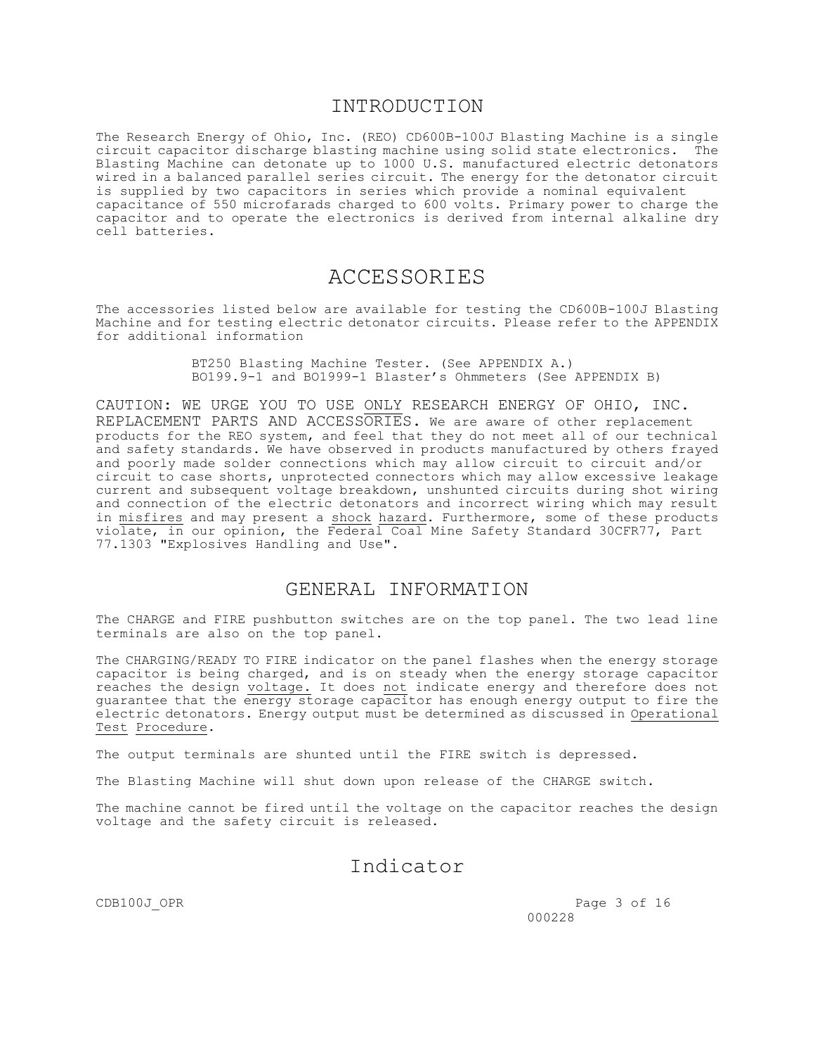# INTRODUCTION

The Research Energy of Ohio, Inc. (REO) CD600B-100J Blasting Machine is a single circuit capacitor discharge blasting machine using solid state electronics. The Blasting Machine can detonate up to 1000 U.S. manufactured electric detonators wired in a balanced parallel series circuit. The energy for the detonator circuit is supplied by two capacitors in series which provide a nominal equivalent capacitance of 550 microfarads charged to 600 volts. Primary power to charge the capacitor and to operate the electronics is derived from internal alkaline dry cell batteries.

# ACCESSORIES

The accessories listed below are available for testing the CD600B-100J Blasting Machine and for testing electric detonator circuits. Please refer to the APPENDIX for additional information

BT250 Blasting Machine Tester. (See APPENDIX A.)
BO199.9-1 and BO1999-1 Blaster's Ohmmeters (See APPENDIX B)

CAUTION: WE URGE YOU TO USE ONLY RESEARCH ENERGY OF OHIO, INC. REPLACEMENT PARTS AND ACCESSORIES. We are aware of other replacement products for the REO system, and feel that they do not meet all of our technical and safety standards. We have observed in products manufactured by others frayed and poorly made solder connections which may allow circuit to circuit and/or circuit to case shorts, unprotected connectors which may allow excessive leakage current and subsequent voltage breakdown, unshunted circuits during shot wiring and connection of the electric detonators and incorrect wiring which may result in misfires and may present a shock hazard. Furthermore, some of these products violate, in our opinion, the Federal Coal Mine Safety Standard 30CFR77, Part 77.1303 "Explosives Handling and Use".

# GENERAL INFORMATION

The CHARGE and FIRE pushbutton switches are on the top panel. The two lead line terminals are also on the top panel.

The CHARGING/READY TO FIRE indicator on the panel flashes when the energy storage capacitor is being charged, and is on steady when the energy storage capacitor reaches the design voltage. It does not indicate energy and therefore does not guarantee that the energy storage capacitor has enough energy output to fire the electric detonators. Energy output must be determined as discussed in Operational Test Procedure.

The output terminals are shunted until the FIRE switch is depressed.

The Blasting Machine will shut down upon release of the CHARGE switch.

The machine cannot be fired until the voltage on the capacitor reaches the design voltage and the safety circuit is released.

# Indicator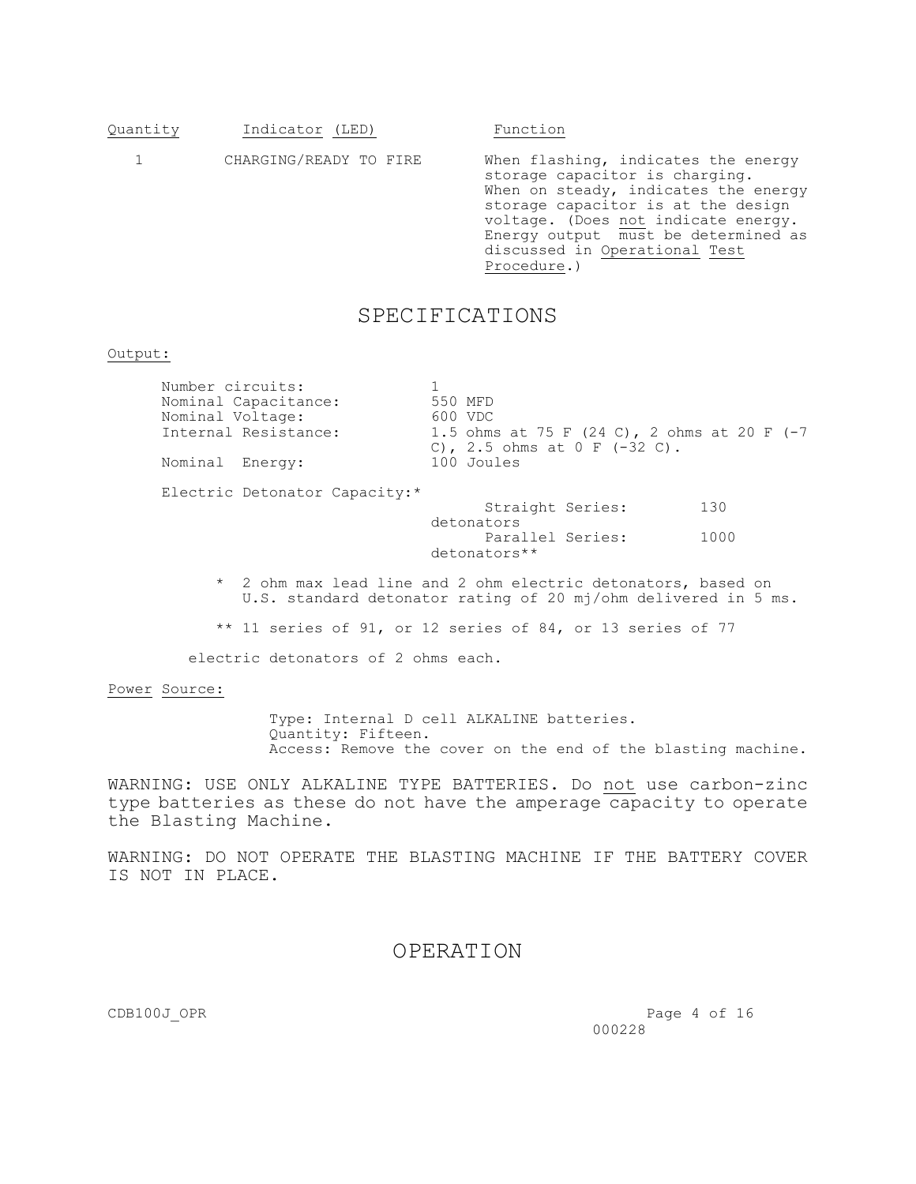| Quantity | Indicator (LED) | Function |
|---|---|---|
| 1 | CHARGING/READY TO FIRE | When flashing, indicates the energy storage capacitor is charging. When on steady, indicates the energy storage capacitor is at the design voltage. (Does not indicate energy. Energy output must be determined as discussed in Operational Test Procedure.) |

# SPECIFICATIONS

Output:

| | |
|---|---|
| Number circuits: | 1 |
| Nominal Capacitance: | 550 MFD |
| Nominal Voltage: | 600 VDC |
| Internal Resistance: | 1.5 ohms at 75 F (24 C), 2 ohms at 20 F (-7 C), 2.5 ohms at 0 F (-32 C). |
| Nominal Energy: | 100 Joules |

Electric Detonator Capacity:*

| | |
|---|---|
| Straight Series: | 130 detonators |
| Parallel Series: | 1000 detonators** |

\* 2 ohm max lead line and 2 ohm electric detonators, based on U.S. standard detonator rating of 20 mj/ohm delivered in 5 ms.

** 11 series of 91, or 12 series of 84, or 13 series of 77 electric detonators of 2 ohms each.

Power Source:

Type: Internal D cell ALKALINE batteries.
Quantity: Fifteen.
Access: Remove the cover on the end of the blasting machine.

WARNING: USE ONLY ALKALINE TYPE BATTERIES. Do not use carbon-zinc type batteries as these do not have the amperage capacity to operate the Blasting Machine.

WARNING: DO NOT OPERATE THE BLASTING MACHINE IF THE BATTERY COVER IS NOT IN PLACE.

# OPERATION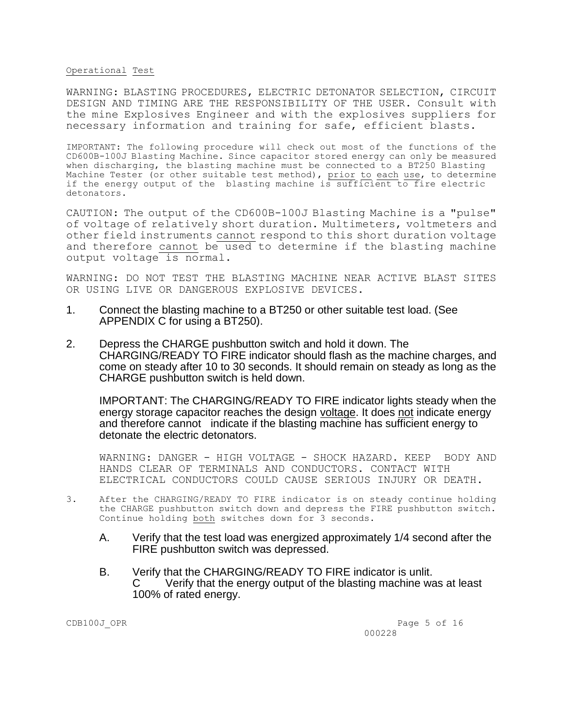## Operational Test

WARNING: BLASTING PROCEDURES, ELECTRIC DETONATOR SELECTION, CIRCUIT DESIGN AND TIMING ARE THE RESPONSIBILITY OF THE USER. Consult with the mine Explosives Engineer and with the explosives suppliers for necessary information and training for safe, efficient blasts.

IMPORTANT: The following procedure will check out most of the functions of the CD600B-100J Blasting Machine. Since capacitor stored energy can only be measured when discharging, the blasting machine must be connected to a BT250 Blasting Machine Tester (or other suitable test method), prior to each use, to determine if the energy output of the blasting machine is sufficient to fire electric detonators.

CAUTION: The output of the CD600B-100J Blasting Machine is a "pulse" of voltage of relatively short duration. Multimeters, voltmeters and other field instruments cannot respond to this short duration voltage and therefore cannot be used to determine if the blasting machine output voltage is normal.

WARNING: DO NOT TEST THE BLASTING MACHINE NEAR ACTIVE BLAST SITES OR USING LIVE OR DANGEROUS EXPLOSIVE DEVICES.

1. Connect the blasting machine to a BT250 or other suitable test load. (See APPENDIX C for using a BT250).

2. Depress the CHARGE pushbutton switch and hold it down. The CHARGING/READY TO FIRE indicator should flash as the machine charges, and come on steady after 10 to 30 seconds. It should remain on steady as long as the CHARGE pushbutton switch is held down.

   IMPORTANT: The CHARGING/READY TO FIRE indicator lights steady when the energy storage capacitor reaches the design voltage. It does not indicate energy and therefore cannot indicate if the blasting machine has sufficient energy to detonate the electric detonators.

   WARNING: DANGER - HIGH VOLTAGE - SHOCK HAZARD. KEEP BODY AND HANDS CLEAR OF TERMINALS AND CONDUCTORS. CONTACT WITH ELECTRICAL CONDUCTORS COULD CAUSE SERIOUS INJURY OR DEATH.

3. After the CHARGING/READY TO FIRE indicator is on steady continue holding the CHARGE pushbutton switch down and depress the FIRE pushbutton switch. Continue holding both switches down for 3 seconds.

   A. Verify that the test load was energized approximately 1/4 second after the FIRE pushbutton switch was depressed.

   B. Verify that the CHARGING/READY TO FIRE indicator is unlit.

   C Verify that the energy output of the blasting machine was at least 100% of rated energy.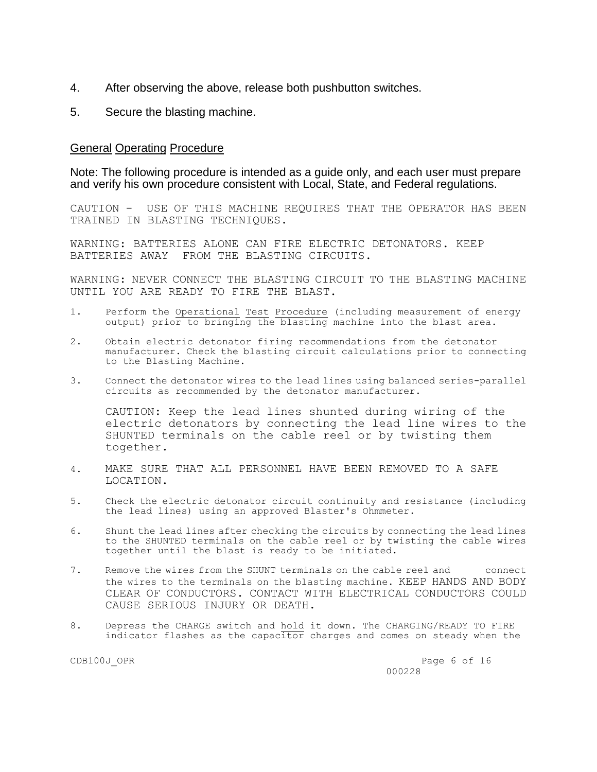4. After observing the above, release both pushbutton switches.

5. Secure the blasting machine.

## General Operating Procedure

Note: The following procedure is intended as a guide only, and each user must prepare and verify his own procedure consistent with Local, State, and Federal regulations.

CAUTION - USE OF THIS MACHINE REQUIRES THAT THE OPERATOR HAS BEEN TRAINED IN BLASTING TECHNIQUES.

WARNING: BATTERIES ALONE CAN FIRE ELECTRIC DETONATORS. KEEP BATTERIES AWAY FROM THE BLASTING CIRCUITS.

WARNING: NEVER CONNECT THE BLASTING CIRCUIT TO THE BLASTING MACHINE UNTIL YOU ARE READY TO FIRE THE BLAST.

1. Perform the Operational Test Procedure (including measurement of energy output) prior to bringing the blasting machine into the blast area.

2. Obtain electric detonator firing recommendations from the detonator manufacturer. Check the blasting circuit calculations prior to connecting to the Blasting Machine.

3. Connect the detonator wires to the lead lines using balanced series-parallel circuits as recommended by the detonator manufacturer.

   CAUTION: Keep the lead lines shunted during wiring of the electric detonators by connecting the lead line wires to the SHUNTED terminals on the cable reel or by twisting them together.

4. MAKE SURE THAT ALL PERSONNEL HAVE BEEN REMOVED TO A SAFE LOCATION.

5. Check the electric detonator circuit continuity and resistance (including the lead lines) using an approved Blaster's Ohmmeter.

6. Shunt the lead lines after checking the circuits by connecting the lead lines to the SHUNTED terminals on the cable reel or by twisting the cable wires together until the blast is ready to be initiated.

7. Remove the wires from the SHUNT terminals on the cable reel and connect the wires to the terminals on the blasting machine. KEEP HANDS AND BODY CLEAR OF CONDUCTORS. CONTACT WITH ELECTRICAL CONDUCTORS COULD CAUSE SERIOUS INJURY OR DEATH.

8. Depress the CHARGE switch and hold it down. The CHARGING/READY TO FIRE indicator flashes as the capacitor charges and comes on steady when the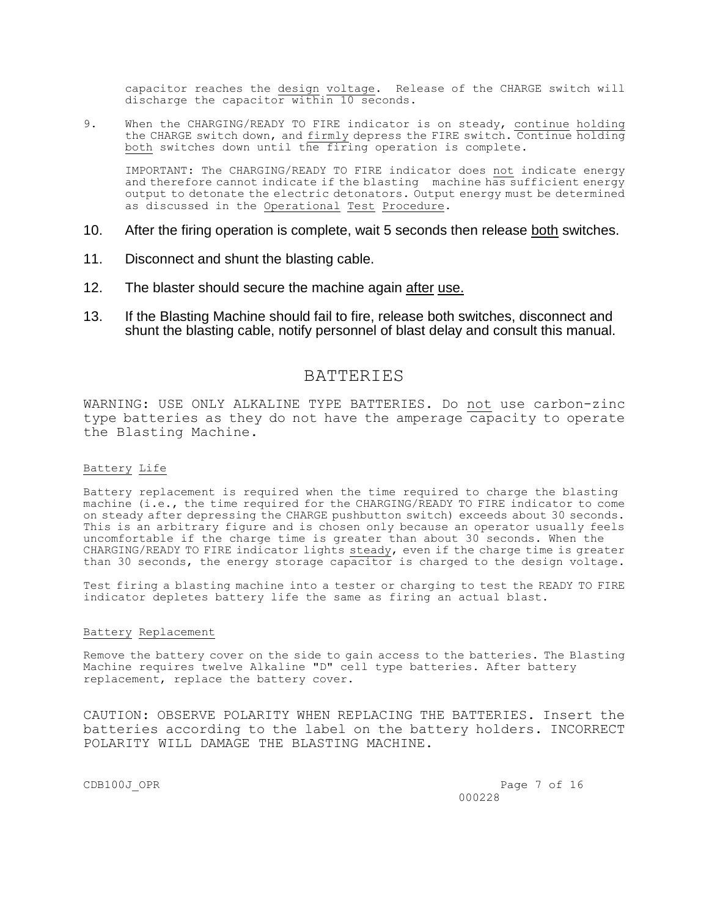capacitor reaches the design voltage. Release of the CHARGE switch will discharge the capacitor within 10 seconds.

9. When the CHARGING/READY TO FIRE indicator is on steady, continue holding the CHARGE switch down, and firmly depress the FIRE switch. Continue holding both switches down until the firing operation is complete.

   IMPORTANT: The CHARGING/READY TO FIRE indicator does not indicate energy and therefore cannot indicate if the blasting machine has sufficient energy output to detonate the electric detonators. Output energy must be determined as discussed in the Operational Test Procedure.

10. After the firing operation is complete, wait 5 seconds then release both switches.

11. Disconnect and shunt the blasting cable.

12. The blaster should secure the machine again after use.

13. If the Blasting Machine should fail to fire, release both switches, disconnect and shunt the blasting cable, notify personnel of blast delay and consult this manual.

# BATTERIES

WARNING: USE ONLY ALKALINE TYPE BATTERIES. Do not use carbon-zinc type batteries as they do not have the amperage capacity to operate the Blasting Machine.

## Battery Life

Battery replacement is required when the time required to charge the blasting machine (i.e., the time required for the CHARGING/READY TO FIRE indicator to come on steady after depressing the CHARGE pushbutton switch) exceeds about 30 seconds. This is an arbitrary figure and is chosen only because an operator usually feels uncomfortable if the charge time is greater than about 30 seconds. When the CHARGING/READY TO FIRE indicator lights steady, even if the charge time is greater than 30 seconds, the energy storage capacitor is charged to the design voltage.

Test firing a blasting machine into a tester or charging to test the READY TO FIRE indicator depletes battery life the same as firing an actual blast.

## Battery Replacement

Remove the battery cover on the side to gain access to the batteries. The Blasting Machine requires twelve Alkaline "D" cell type batteries. After battery replacement, replace the battery cover.

CAUTION: OBSERVE POLARITY WHEN REPLACING THE BATTERIES. Insert the batteries according to the label on the battery holders. INCORRECT POLARITY WILL DAMAGE THE BLASTING MACHINE.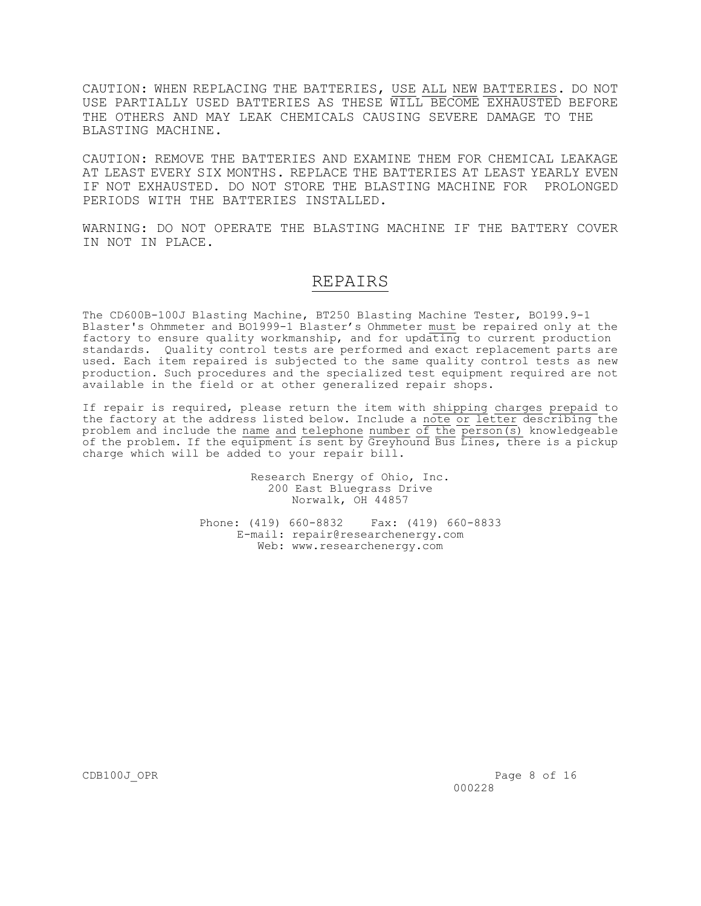CAUTION: WHEN REPLACING THE BATTERIES, USE ALL NEW BATTERIES. DO NOT USE PARTIALLY USED BATTERIES AS THESE WILL BECOME EXHAUSTED BEFORE THE OTHERS AND MAY LEAK CHEMICALS CAUSING SEVERE DAMAGE TO THE BLASTING MACHINE.

CAUTION: REMOVE THE BATTERIES AND EXAMINE THEM FOR CHEMICAL LEAKAGE AT LEAST EVERY SIX MONTHS. REPLACE THE BATTERIES AT LEAST YEARLY EVEN IF NOT EXHAUSTED. DO NOT STORE THE BLASTING MACHINE FOR PROLONGED PERIODS WITH THE BATTERIES INSTALLED.

WARNING: DO NOT OPERATE THE BLASTING MACHINE IF THE BATTERY COVER IN NOT IN PLACE.

# REPAIRS

The CD600B-100J Blasting Machine, BT250 Blasting Machine Tester, BO199.9-1 Blaster's Ohmmeter and BO1999-1 Blaster's Ohmmeter must be repaired only at the factory to ensure quality workmanship, and for updating to current production standards. Quality control tests are performed and exact replacement parts are used. Each item repaired is subjected to the same quality control tests as new production. Such procedures and the specialized test equipment required are not available in the field or at other generalized repair shops.

If repair is required, please return the item with shipping charges prepaid to the factory at the address listed below. Include a note or letter describing the problem and include the name and telephone number of the person(s) knowledgeable of the problem. If the equipment is sent by Greyhound Bus Lines, there is a pickup charge which will be added to your repair bill.

Research Energy of Ohio, Inc.
200 East Bluegrass Drive
Norwalk, OH 44857

Phone: (419) 660-8832 Fax: (419) 660-8833
E-mail: repair@researchenergy.com
Web: www.researchenergy.com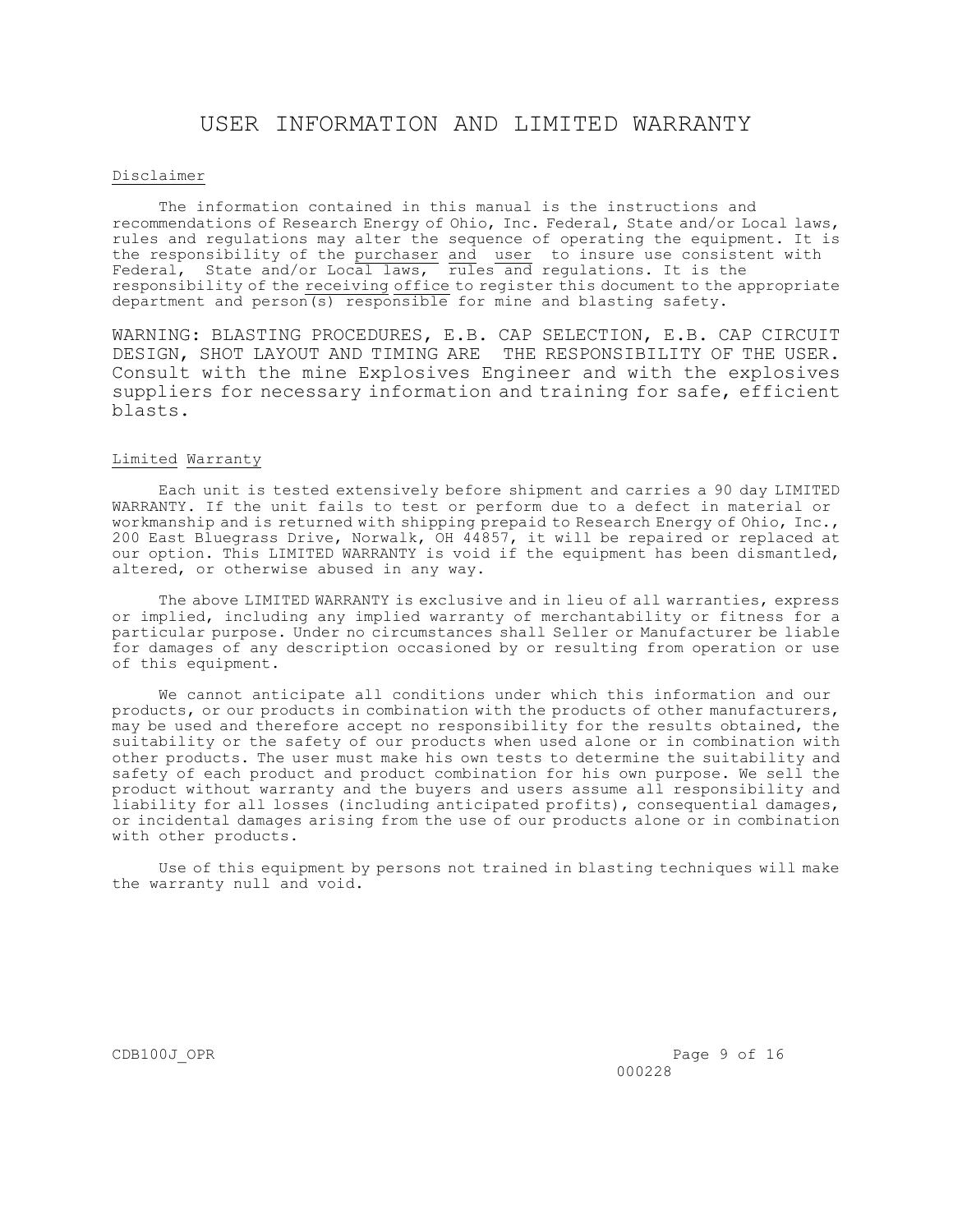# USER INFORMATION AND LIMITED WARRANTY

## Disclaimer

The information contained in this manual is the instructions and recommendations of Research Energy of Ohio, Inc. Federal, State and/or Local laws, rules and regulations may alter the sequence of operating the equipment. It is the responsibility of the purchaser and user to insure use consistent with Federal, State and/or Local laws, rules and regulations. It is the responsibility of the receiving office to register this document to the appropriate department and person(s) responsible for mine and blasting safety.

WARNING: BLASTING PROCEDURES, E.B. CAP SELECTION, E.B. CAP CIRCUIT DESIGN, SHOT LAYOUT AND TIMING ARE THE RESPONSIBILITY OF THE USER. Consult with the mine Explosives Engineer and with the explosives suppliers for necessary information and training for safe, efficient blasts.

## Limited Warranty

Each unit is tested extensively before shipment and carries a 90 day LIMITED WARRANTY. If the unit fails to test or perform due to a defect in material or workmanship and is returned with shipping prepaid to Research Energy of Ohio, Inc., 200 East Bluegrass Drive, Norwalk, OH 44857, it will be repaired or replaced at our option. This LIMITED WARRANTY is void if the equipment has been dismantled, altered, or otherwise abused in any way.

The above LIMITED WARRANTY is exclusive and in lieu of all warranties, express or implied, including any implied warranty of merchantability or fitness for a particular purpose. Under no circumstances shall Seller or Manufacturer be liable for damages of any description occasioned by or resulting from operation or use of this equipment.

We cannot anticipate all conditions under which this information and our products, or our products in combination with the products of other manufacturers, may be used and therefore accept no responsibility for the results obtained, the suitability or the safety of our products when used alone or in combination with other products. The user must make his own tests to determine the suitability and safety of each product and product combination for his own purpose. We sell the product without warranty and the buyers and users assume all responsibility and liability for all losses (including anticipated profits), consequential damages, or incidental damages arising from the use of our products alone or in combination with other products.

Use of this equipment by persons not trained in blasting techniques will make the warranty null and void.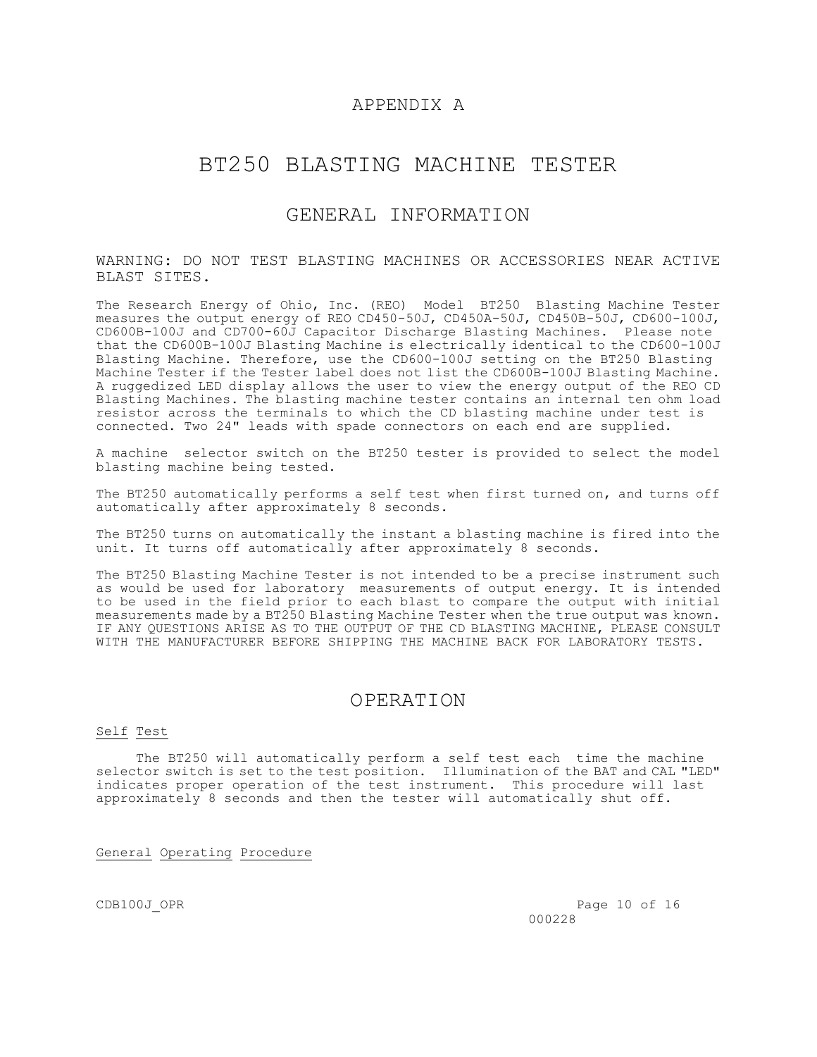# APPENDIX A

# BT250 BLASTING MACHINE TESTER

## GENERAL INFORMATION

WARNING: DO NOT TEST BLASTING MACHINES OR ACCESSORIES NEAR ACTIVE BLAST SITES.

The Research Energy of Ohio, Inc. (REO) Model BT250 Blasting Machine Tester measures the output energy of REO CD450-50J, CD450A-50J, CD450B-50J, CD600-100J, CD600B-100J and CD700-60J Capacitor Discharge Blasting Machines. Please note that the CD600B-100J Blasting Machine is electrically identical to the CD600-100J Blasting Machine. Therefore, use the CD600-100J setting on the BT250 Blasting Machine Tester if the Tester label does not list the CD600B-100J Blasting Machine. A ruggedized LED display allows the user to view the energy output of the REO CD Blasting Machines. The blasting machine tester contains an internal ten ohm load resistor across the terminals to which the CD blasting machine under test is connected. Two 24" leads with spade connectors on each end are supplied.

A machine selector switch on the BT250 tester is provided to select the model blasting machine being tested.

The BT250 automatically performs a self test when first turned on, and turns off automatically after approximately 8 seconds.

The BT250 turns on automatically the instant a blasting machine is fired into the unit. It turns off automatically after approximately 8 seconds.

The BT250 Blasting Machine Tester is not intended to be a precise instrument such as would be used for laboratory measurements of output energy. It is intended to be used in the field prior to each blast to compare the output with initial measurements made by a BT250 Blasting Machine Tester when the true output was known. IF ANY QUESTIONS ARISE AS TO THE OUTPUT OF THE CD BLASTING MACHINE, PLEASE CONSULT WITH THE MANUFACTURER BEFORE SHIPPING THE MACHINE BACK FOR LABORATORY TESTS.

## OPERATION

### Self Test

The BT250 will automatically perform a self test each time the machine selector switch is set to the test position. Illumination of the BAT and CAL "LED" indicates proper operation of the test instrument. This procedure will last approximately 8 seconds and then the tester will automatically shut off.

### General Operating Procedure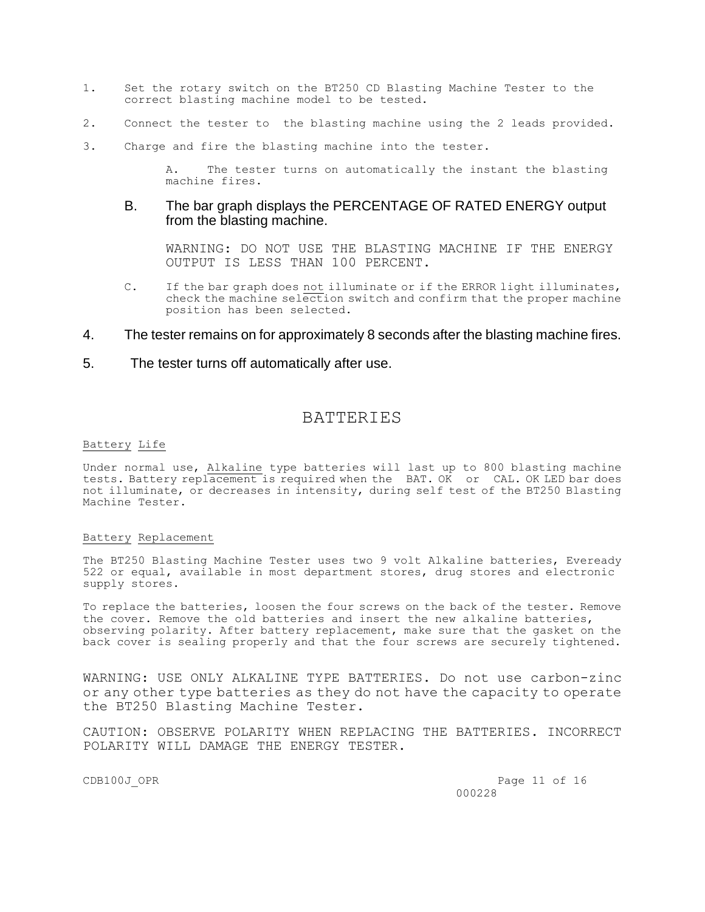1. Set the rotary switch on the BT250 CD Blasting Machine Tester to the correct blasting machine model to be tested.

2. Connect the tester to the blasting machine using the 2 leads provided.

3. Charge and fire the blasting machine into the tester.

   A. The tester turns on automatically the instant the blasting machine fires.

   B. The bar graph displays the PERCENTAGE OF RATED ENERGY output from the blasting machine.

   WARNING: DO NOT USE THE BLASTING MACHINE IF THE ENERGY OUTPUT IS LESS THAN 100 PERCENT.

   C. If the bar graph does <u>not</u> illuminate or if the ERROR light illuminates, check the machine selection switch and confirm that the proper machine position has been selected.

4. The tester remains on for approximately 8 seconds after the blasting machine fires.

5. The tester turns off automatically after use.

## BATTERIES

<u>Battery Life</u>

Under normal use, <u>Alkaline</u> type batteries will last up to 800 blasting machine tests. Battery replacement is required when the BAT. OK or CAL. OK LED bar does not illuminate, or decreases in intensity, during self test of the BT250 Blasting Machine Tester.

<u>Battery Replacement</u>

The BT250 Blasting Machine Tester uses two 9 volt Alkaline batteries, Eveready 522 or equal, available in most department stores, drug stores and electronic supply stores.

To replace the batteries, loosen the four screws on the back of the tester. Remove the cover. Remove the old batteries and insert the new alkaline batteries, observing polarity. After battery replacement, make sure that the gasket on the back cover is sealing properly and that the four screws are securely tightened.

WARNING: USE ONLY ALKALINE TYPE BATTERIES. Do not use carbon-zinc or any other type batteries as they do not have the capacity to operate the BT250 Blasting Machine Tester.

CAUTION: OBSERVE POLARITY WHEN REPLACING THE BATTERIES. INCORRECT POLARITY WILL DAMAGE THE ENERGY TESTER.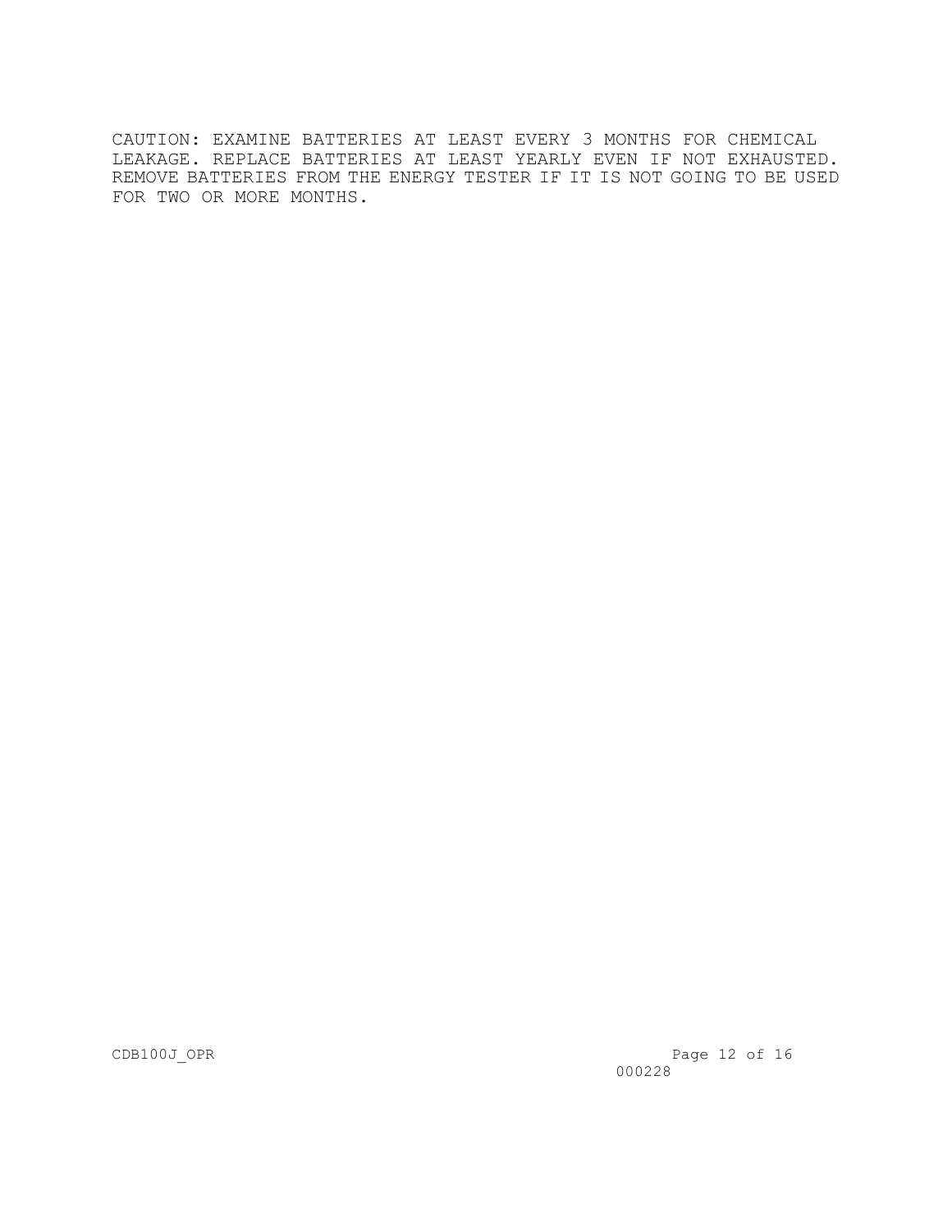CAUTION: EXAMINE BATTERIES AT LEAST EVERY 3 MONTHS FOR CHEMICAL LEAKAGE. REPLACE BATTERIES AT LEAST YEARLY EVEN IF NOT EXHAUSTED. REMOVE BATTERIES FROM THE ENERGY TESTER IF IT IS NOT GOING TO BE USED FOR TWO OR MORE MONTHS.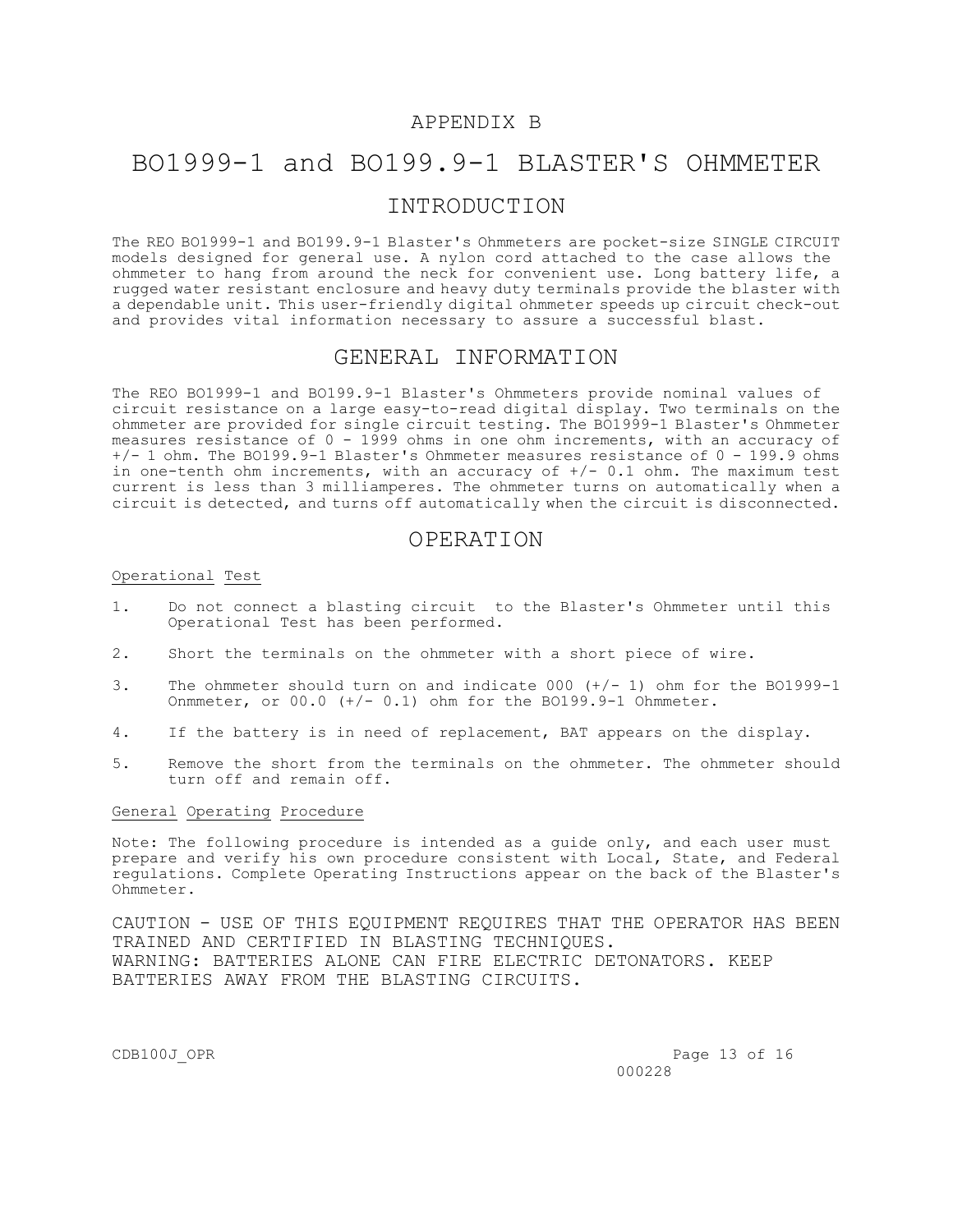# APPENDIX B

# BO1999-1 and BO199.9-1 BLASTER'S OHMMETER

## INTRODUCTION

The REO BO1999-1 and BO199.9-1 Blaster's Ohmmeters are pocket-size SINGLE CIRCUIT models designed for general use. A nylon cord attached to the case allows the ohmmeter to hang from around the neck for convenient use. Long battery life, a rugged water resistant enclosure and heavy duty terminals provide the blaster with a dependable unit. This user-friendly digital ohmmeter speeds up circuit check-out and provides vital information necessary to assure a successful blast.

## GENERAL INFORMATION

The REO BO1999-1 and BO199.9-1 Blaster's Ohmmeters provide nominal values of circuit resistance on a large easy-to-read digital display. Two terminals on the ohmmeter are provided for single circuit testing. The BO1999-1 Blaster's Ohmmeter measures resistance of 0 - 1999 ohms in one ohm increments, with an accuracy of +/- 1 ohm. The BO199.9-1 Blaster's Ohmmeter measures resistance of 0 - 199.9 ohms in one-tenth ohm increments, with an accuracy of +/- 0.1 ohm. The maximum test current is less than 3 milliamperes. The ohmmeter turns on automatically when a circuit is detected, and turns off automatically when the circuit is disconnected.

## OPERATION

<u>Operational Test</u>

1. Do not connect a blasting circuit to the Blaster's Ohmmeter until this Operational Test has been performed.
2. Short the terminals on the ohmmeter with a short piece of wire.
3. The ohmmeter should turn on and indicate 000 (+/- 1) ohm for the BO1999-1 Onmmeter, or 00.0 (+/- 0.1) ohm for the BO199.9-1 Ohmmeter.
4. If the battery is in need of replacement, BAT appears on the display.
5. Remove the short from the terminals on the ohmmeter. The ohmmeter should turn off and remain off.

<u>General Operating Procedure</u>

Note: The following procedure is intended as a guide only, and each user must prepare and verify his own procedure consistent with Local, State, and Federal regulations. Complete Operating Instructions appear on the back of the Blaster's Ohmmeter.

CAUTION - USE OF THIS EQUIPMENT REQUIRES THAT THE OPERATOR HAS BEEN TRAINED AND CERTIFIED IN BLASTING TECHNIQUES.
WARNING: BATTERIES ALONE CAN FIRE ELECTRIC DETONATORS. KEEP BATTERIES AWAY FROM THE BLASTING CIRCUITS.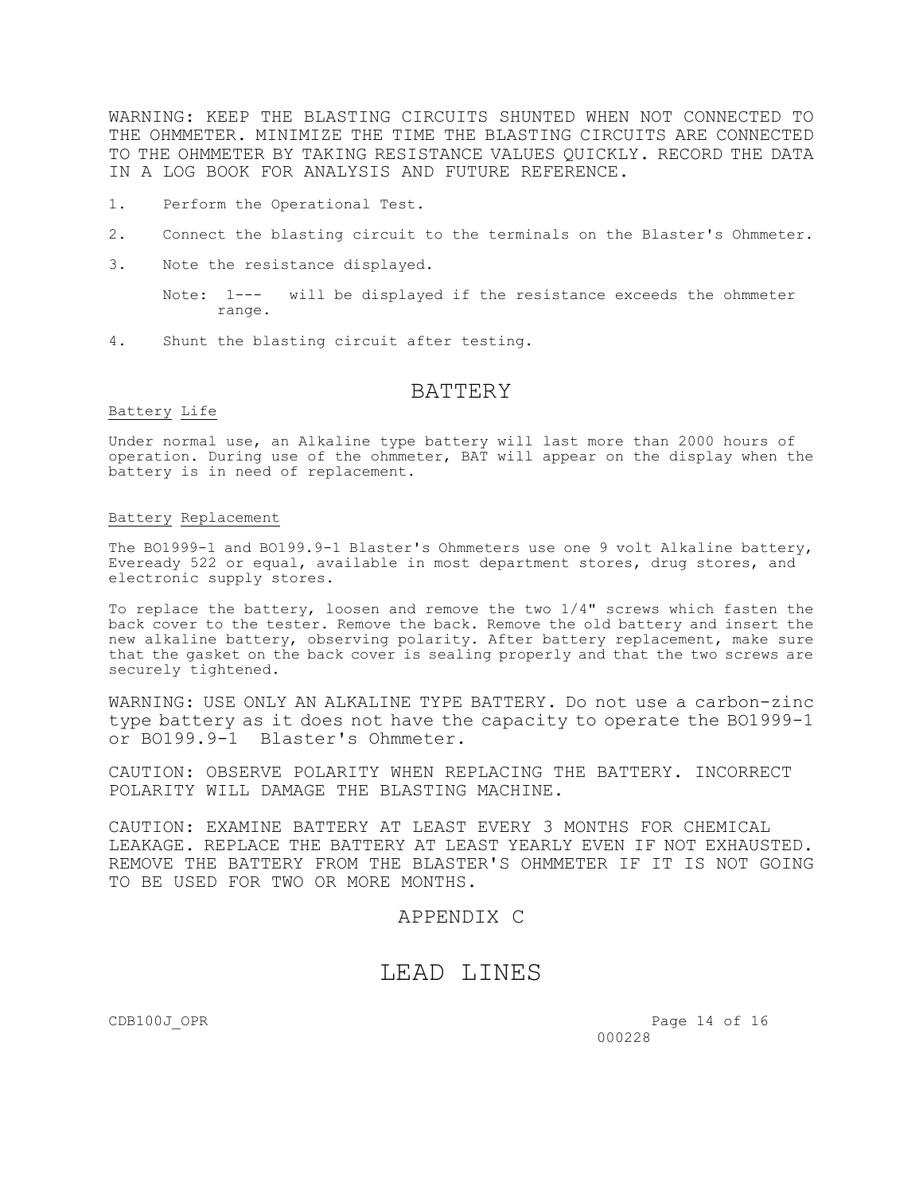WARNING: KEEP THE BLASTING CIRCUITS SHUNTED WHEN NOT CONNECTED TO THE OHMMETER. MINIMIZE THE TIME THE BLASTING CIRCUITS ARE CONNECTED TO THE OHMMETER BY TAKING RESISTANCE VALUES QUICKLY. RECORD THE DATA IN A LOG BOOK FOR ANALYSIS AND FUTURE REFERENCE.

1. Perform the Operational Test.
2. Connect the blasting circuit to the terminals on the Blaster's Ohmmeter.
3. Note the resistance displayed.

   Note: 1--- will be displayed if the resistance exceeds the ohmmeter range.

4. Shunt the blasting circuit after testing.

## BATTERY

Battery Life

Under normal use, an Alkaline type battery will last more than 2000 hours of operation. During use of the ohmmeter, BAT will appear on the display when the battery is in need of replacement.

Battery Replacement

The BO1999-1 and BO199.9-1 Blaster's Ohmmeters use one 9 volt Alkaline battery, Eveready 522 or equal, available in most department stores, drug stores, and electronic supply stores.

To replace the battery, loosen and remove the two 1/4" screws which fasten the back cover to the tester. Remove the back. Remove the old battery and insert the new alkaline battery, observing polarity. After battery replacement, make sure that the gasket on the back cover is sealing properly and that the two screws are securely tightened.

WARNING: USE ONLY AN ALKALINE TYPE BATTERY. Do not use a carbon-zinc type battery as it does not have the capacity to operate the BO1999-1 or BO199.9-1 Blaster's Ohmmeter.

CAUTION: OBSERVE POLARITY WHEN REPLACING THE BATTERY. INCORRECT POLARITY WILL DAMAGE THE BLASTING MACHINE.

CAUTION: EXAMINE BATTERY AT LEAST EVERY 3 MONTHS FOR CHEMICAL LEAKAGE. REPLACE THE BATTERY AT LEAST YEARLY EVEN IF NOT EXHAUSTED. REMOVE THE BATTERY FROM THE BLASTER'S OHMMETER IF IT IS NOT GOING TO BE USED FOR TWO OR MORE MONTHS.

## APPENDIX C

# LEAD LINES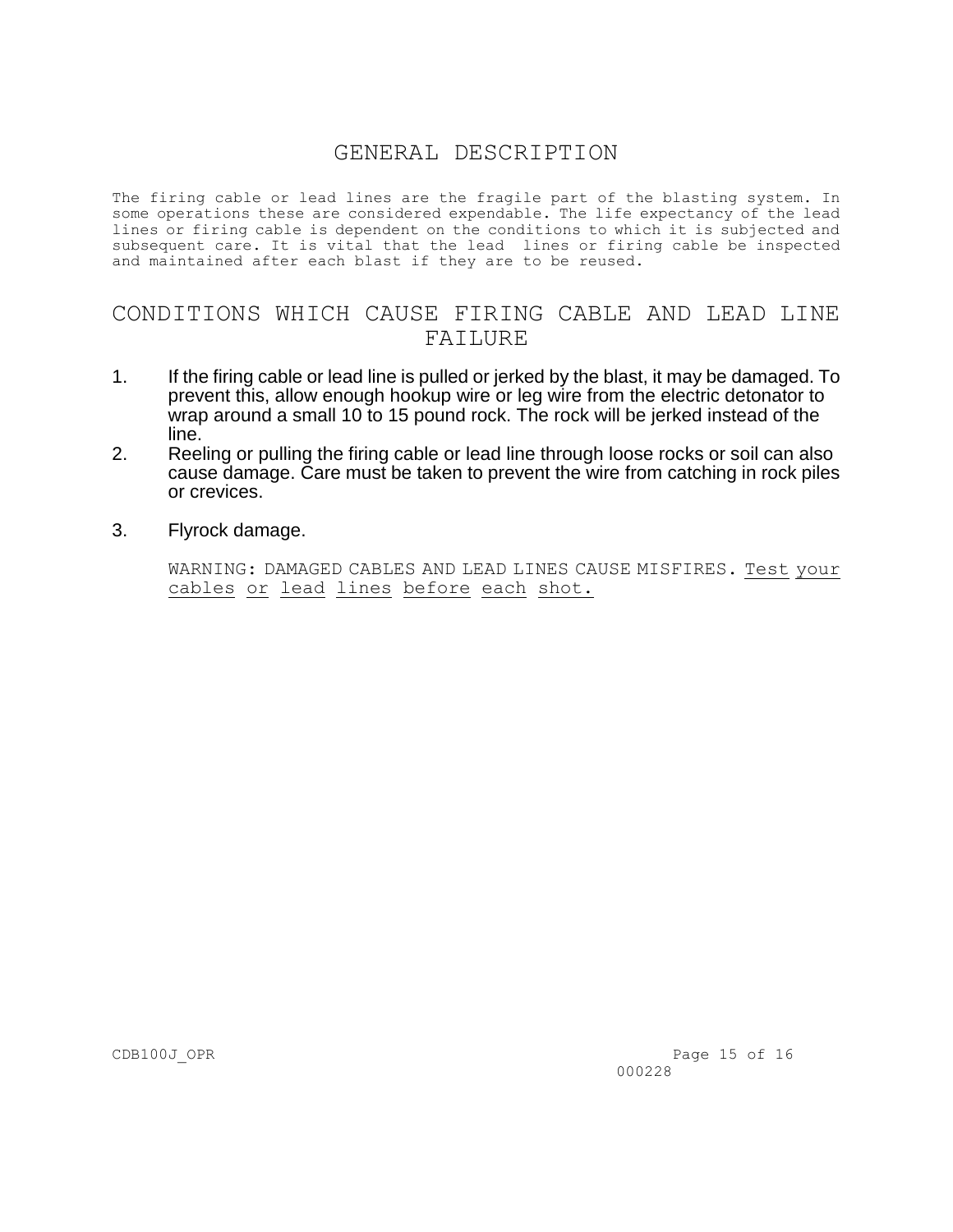# GENERAL DESCRIPTION

The firing cable or lead lines are the fragile part of the blasting system. In some operations these are considered expendable. The life expectancy of the lead lines or firing cable is dependent on the conditions to which it is subjected and subsequent care. It is vital that the lead lines or firing cable be inspected and maintained after each blast if they are to be reused.

# CONDITIONS WHICH CAUSE FIRING CABLE AND LEAD LINE FAILURE

1. If the firing cable or lead line is pulled or jerked by the blast, it may be damaged. To prevent this, allow enough hookup wire or leg wire from the electric detonator to wrap around a small 10 to 15 pound rock. The rock will be jerked instead of the line.
2. Reeling or pulling the firing cable or lead line through loose rocks or soil can also cause damage. Care must be taken to prevent the wire from catching in rock piles or crevices.
3. Flyrock damage.

   WARNING: DAMAGED CABLES AND LEAD LINES CAUSE MISFIRES. <u>Test your cables or lead lines before each shot.</u>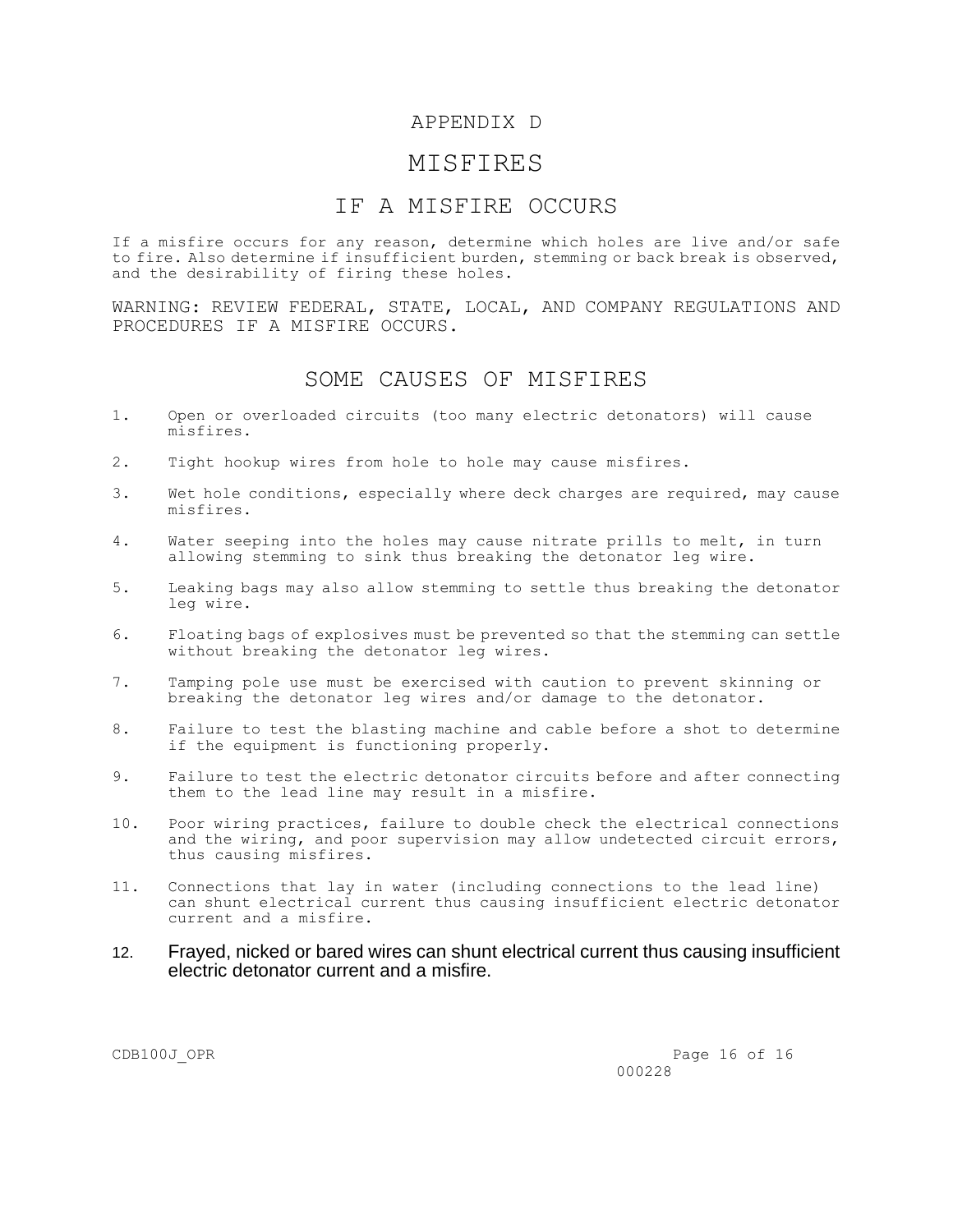# APPENDIX D

# MISFIRES

## IF A MISFIRE OCCURS

If a misfire occurs for any reason, determine which holes are live and/or safe to fire. Also determine if insufficient burden, stemming or back break is observed, and the desirability of firing these holes.

WARNING: REVIEW FEDERAL, STATE, LOCAL, AND COMPANY REGULATIONS AND PROCEDURES IF A MISFIRE OCCURS.

## SOME CAUSES OF MISFIRES

1. Open or overloaded circuits (too many electric detonators) will cause misfires.
2. Tight hookup wires from hole to hole may cause misfires.
3. Wet hole conditions, especially where deck charges are required, may cause misfires.
4. Water seeping into the holes may cause nitrate prills to melt, in turn allowing stemming to sink thus breaking the detonator leg wire.
5. Leaking bags may also allow stemming to settle thus breaking the detonator leg wire.
6. Floating bags of explosives must be prevented so that the stemming can settle without breaking the detonator leg wires.
7. Tamping pole use must be exercised with caution to prevent skinning or breaking the detonator leg wires and/or damage to the detonator.
8. Failure to test the blasting machine and cable before a shot to determine if the equipment is functioning properly.
9. Failure to test the electric detonator circuits before and after connecting them to the lead line may result in a misfire.
10. Poor wiring practices, failure to double check the electrical connections and the wiring, and poor supervision may allow undetected circuit errors, thus causing misfires.
11. Connections that lay in water (including connections to the lead line) can shunt electrical current thus causing insufficient electric detonator current and a misfire.
12. Frayed, nicked or bared wires can shunt electrical current thus causing insufficient electric detonator current and a misfire.